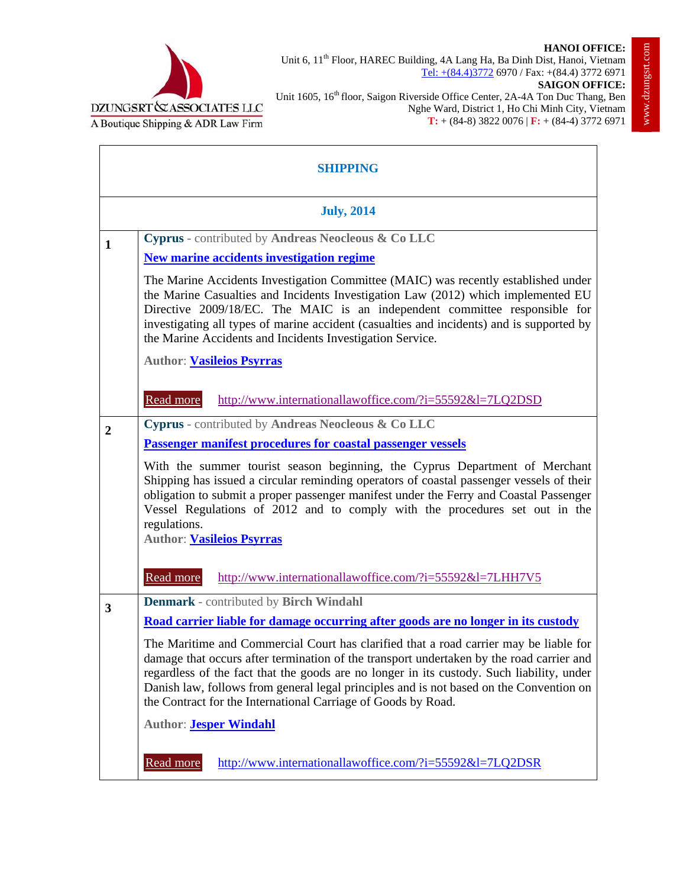DZUNGSRT & ASSOCIATES LLC
A Boutique Shipping & ADR Law Firm

**HANOI OFFICE:**
Unit 6, 11th Floor, HAREC Building, 4A Lang Ha, Ba Dinh Dist, Hanoi, Vietnam
Tel: +(84.4)3772 6970 / Fax: +(84.4) 3772 6971
**SAIGON OFFICE:**
Unit 1605, 16th floor, Saigon Riverside Office Center, 2A-4A Ton Duc Thang, Ben Nghe Ward, District 1, Ho Chi Minh City, Vietnam
**T:** + (84-8) 3822 0076 | **F:** + (84-4) 3772 6971

www.dzungsrt.com

## SHIPPING

### July, 2014

**1**

**Cyprus** - contributed by **Andreas Neocleous & Co LLC**

**New marine accidents investigation regime**

The Marine Accidents Investigation Committee (MAIC) was recently established under the Marine Casualties and Incidents Investigation Law (2012) which implemented EU Directive 2009/18/EC. The MAIC is an independent committee responsible for investigating all types of marine accident (casualties and incidents) and is supported by the Marine Accidents and Incidents Investigation Service.

**Author**: **Vasileios Psyrras**

Read more http://www.internationallawoffice.com/?i=55592&l=7LQ2DSD

**2**

**Cyprus** - contributed by **Andreas Neocleous & Co LLC**

**Passenger manifest procedures for coastal passenger vessels**

With the summer tourist season beginning, the Cyprus Department of Merchant Shipping has issued a circular reminding operators of coastal passenger vessels of their obligation to submit a proper passenger manifest under the Ferry and Coastal Passenger Vessel Regulations of 2012 and to comply with the procedures set out in the regulations.

**Author**: **Vasileios Psyrras**

Read more http://www.internationallawoffice.com/?i=55592&l=7LHH7V5

**3**

**Denmark** - contributed by **Birch Windahl**

**Road carrier liable for damage occurring after goods are no longer in its custody**

The Maritime and Commercial Court has clarified that a road carrier may be liable for damage that occurs after termination of the transport undertaken by the road carrier and regardless of the fact that the goods are no longer in its custody. Such liability, under Danish law, follows from general legal principles and is not based on the Convention on the Contract for the International Carriage of Goods by Road.

**Author**: **Jesper Windahl**

Read more http://www.internationallawoffice.com/?i=55592&l=7LQ2DSR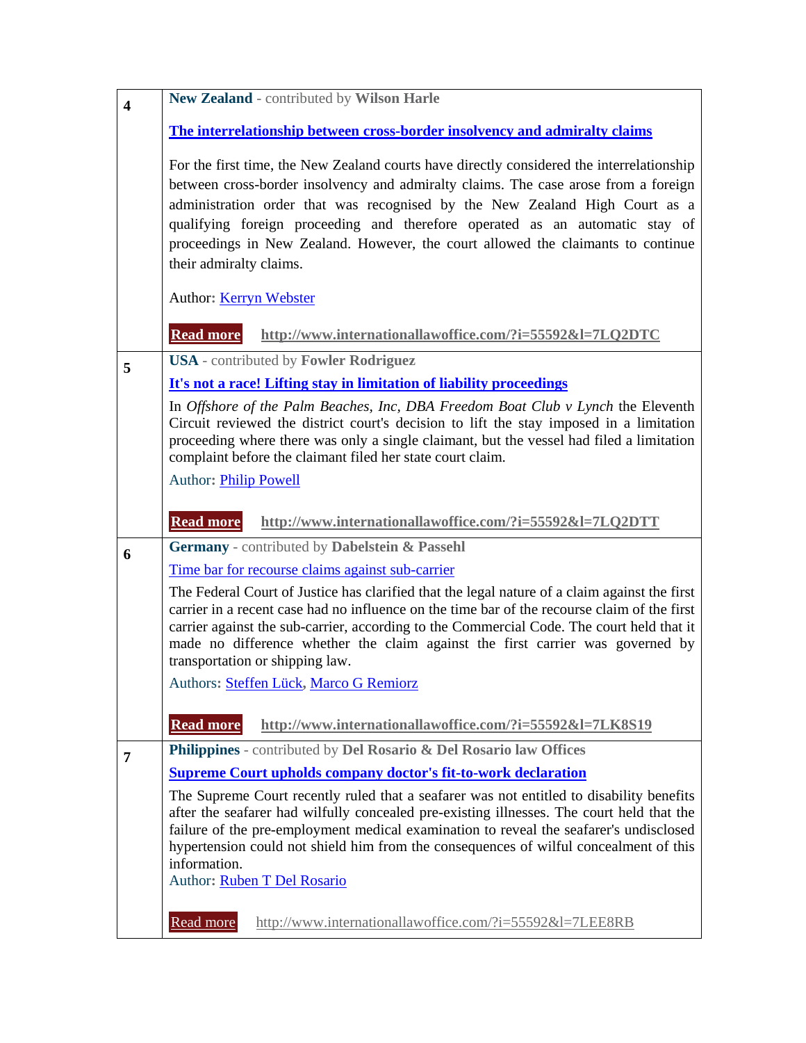| | |
|---|---|
| 4 | **New Zealand** - contributed by **Wilson Harle**<br><br>**The interrelationship between cross-border insolvency and admiralty claims**<br><br>For the first time, the New Zealand courts have directly considered the interrelationship between cross-border insolvency and admiralty claims. The case arose from a foreign administration order that was recognised by the New Zealand High Court as a qualifying foreign proceeding and therefore operated as an automatic stay of proceedings in New Zealand. However, the court allowed the claimants to continue their admiralty claims.<br><br>Author: Kerryn Webster<br><br>**Read more** **http://www.internationallawoffice.com/?i=55592&l=7LQ2DTC** |
| 5 | **USA** - contributed by **Fowler Rodriguez**<br><br>**It's not a race! Lifting stay in limitation of liability proceedings**<br><br>In *Offshore of the Palm Beaches, Inc, DBA Freedom Boat Club v Lynch* the Eleventh Circuit reviewed the district court's decision to lift the stay imposed in a limitation proceeding where there was only a single claimant, but the vessel had filed a limitation complaint before the claimant filed her state court claim.<br><br>Author: Philip Powell<br><br>**Read more** **http://www.internationallawoffice.com/?i=55592&l=7LQ2DTT** |
| 6 | **Germany** - contributed by **Dabelstein & Passehl**<br><br>Time bar for recourse claims against sub-carrier<br><br>The Federal Court of Justice has clarified that the legal nature of a claim against the first carrier in a recent case had no influence on the time bar of the recourse claim of the first carrier against the sub-carrier, according to the Commercial Code. The court held that it made no difference whether the claim against the first carrier was governed by transportation or shipping law.<br><br>Authors: Steffen Lück, Marco G Remiorz<br><br>**Read more** **http://www.internationallawoffice.com/?i=55592&l=7LK8S19** |
| 7 | **Philippines** - contributed by **Del Rosario & Del Rosario law Offices**<br><br>**Supreme Court upholds company doctor's fit-to-work declaration**<br><br>The Supreme Court recently ruled that a seafarer was not entitled to disability benefits after the seafarer had wilfully concealed pre-existing illnesses. The court held that the failure of the pre-employment medical examination to reveal the seafarer's undisclosed hypertension could not shield him from the consequences of wilful concealment of this information.<br>Author: Ruben T Del Rosario<br><br>Read more http://www.internationallawoffice.com/?i=55592&l=7LEE8RB |